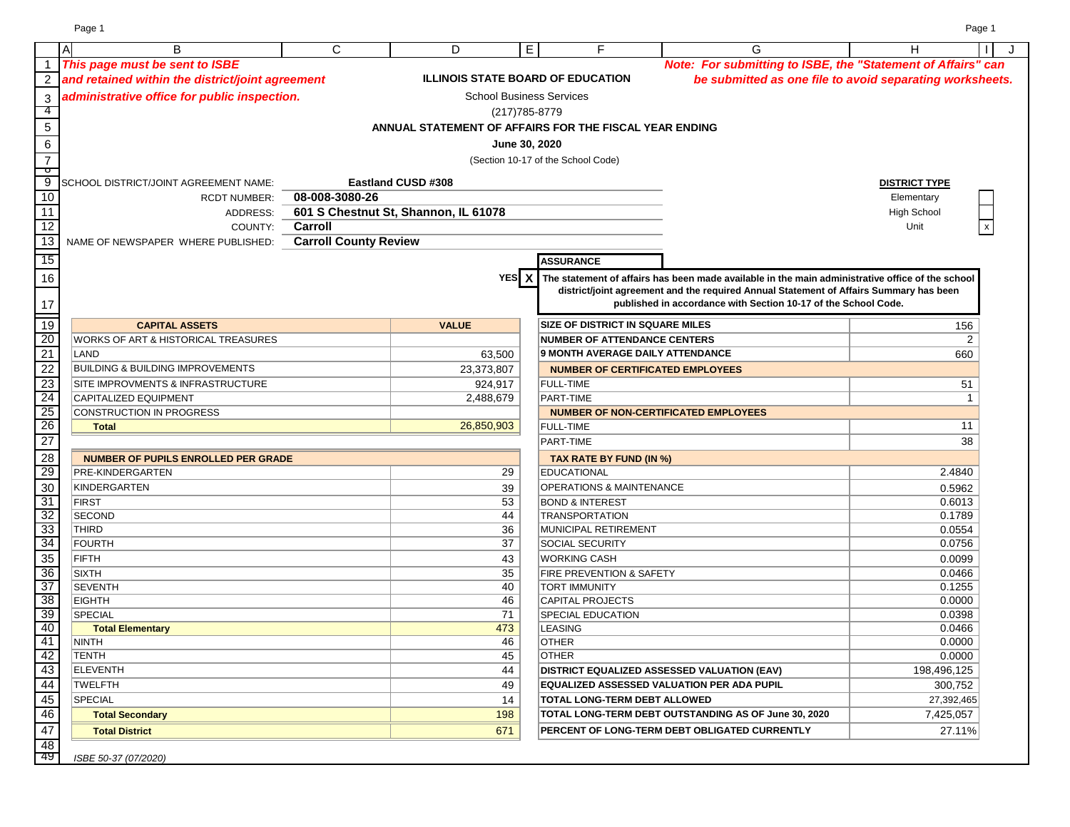*This page must be sent to ISBE and retained within the district/joint agreement administrative office for public inspection.*

*Note: For submitting to ISBE, the "Statement of Affairs" can be submitted as one file to avoid separating worksheets.*

# ILLINOIS STATE BOARD OF EDUCATION

School Business Services

(217)785-8779

## ANNUAL STATEMENT OF AFFAIRS FOR THE FISCAL YEAR ENDING

**June 30, 2020**

(Section 10-17 of the School Code)

SCHOOL DISTRICT/JOINT AGREEMENT NAME: **Eastland CUSD #308**

RCDT NUMBER: **08-008-3080-26**

ADDRESS: **601 S Chestnut St, Shannon, IL 61078**

COUNTY: **Carroll**

NAME OF NEWSPAPER WHERE PUBLISHED: **Carroll County Review**

| DISTRICT TYPE | |
|---|---|
| Elementary | |
| High School | |
| Unit | x |

**ASSURANCE**

YES **X** The statement of affairs has been made available in the main administrative office of the school district/joint agreement and the required Annual Statement of Affairs Summary has been published in accordance with Section 10-17 of the School Code.

| CAPITAL ASSETS | VALUE |
|---|---|
| WORKS OF ART & HISTORICAL TREASURES | |
| LAND | 63,500 |
| BUILDING & BUILDING IMPROVEMENTS | 23,373,807 |
| SITE IMPROVMENTS & INFRASTRUCTURE | 924,917 |
| CAPITALIZED EQUIPMENT | 2,488,679 |
| CONSTRUCTION IN PROGRESS | |
| **Total** | 26,850,903 |

| NUMBER OF PUPILS ENROLLED PER GRADE | |
|---|---|
| PRE-KINDERGARTEN | 29 |
| KINDERGARTEN | 39 |
| FIRST | 53 |
| SECOND | 44 |
| THIRD | 36 |
| FOURTH | 37 |
| FIFTH | 43 |
| SIXTH | 35 |
| SEVENTH | 40 |
| EIGHTH | 46 |
| SPECIAL | 71 |
| **Total Elementary** | 473 |
| NINTH | 46 |
| TENTH | 45 |
| ELEVENTH | 44 |
| TWELFTH | 49 |
| SPECIAL | 14 |
| **Total Secondary** | 198 |
| **Total District** | 671 |

| SIZE OF DISTRICT IN SQUARE MILES | 156 |
|---|---|
| NUMBER OF ATTENDANCE CENTERS | 2 |
| 9 MONTH AVERAGE DAILY ATTENDANCE | 660 |
| **NUMBER OF CERTIFICATED EMPLOYEES** | |
| FULL-TIME | 51 |
| PART-TIME | 1 |
| **NUMBER OF NON-CERTIFICATED EMPLOYEES** | |
| FULL-TIME | 11 |
| PART-TIME | 38 |
| **TAX RATE BY FUND (IN %)** | |
| EDUCATIONAL | 2.4840 |
| OPERATIONS & MAINTENANCE | 0.5962 |
| BOND & INTEREST | 0.6013 |
| TRANSPORTATION | 0.1789 |
| MUNICIPAL RETIREMENT | 0.0554 |
| SOCIAL SECURITY | 0.0756 |
| WORKING CASH | 0.0099 |
| FIRE PREVENTION & SAFETY | 0.0466 |
| TORT IMMUNITY | 0.1255 |
| CAPITAL PROJECTS | 0.0000 |
| SPECIAL EDUCATION | 0.0398 |
| LEASING | 0.0466 |
| OTHER | 0.0000 |
| OTHER | 0.0000 |
| DISTRICT EQUALIZED ASSESSED VALUATION (EAV) | 198,496,125 |
| EQUALIZED ASSESSED VALUATION PER ADA PUPIL | 300,752 |
| TOTAL LONG-TERM DEBT ALLOWED | 27,392,465 |
| TOTAL LONG-TERM DEBT OUTSTANDING AS OF June 30, 2020 | 7,425,057 |
| PERCENT OF LONG-TERM DEBT OBLIGATED CURRENTLY | 27.11% |

*ISBE 50-37 (07/2020)*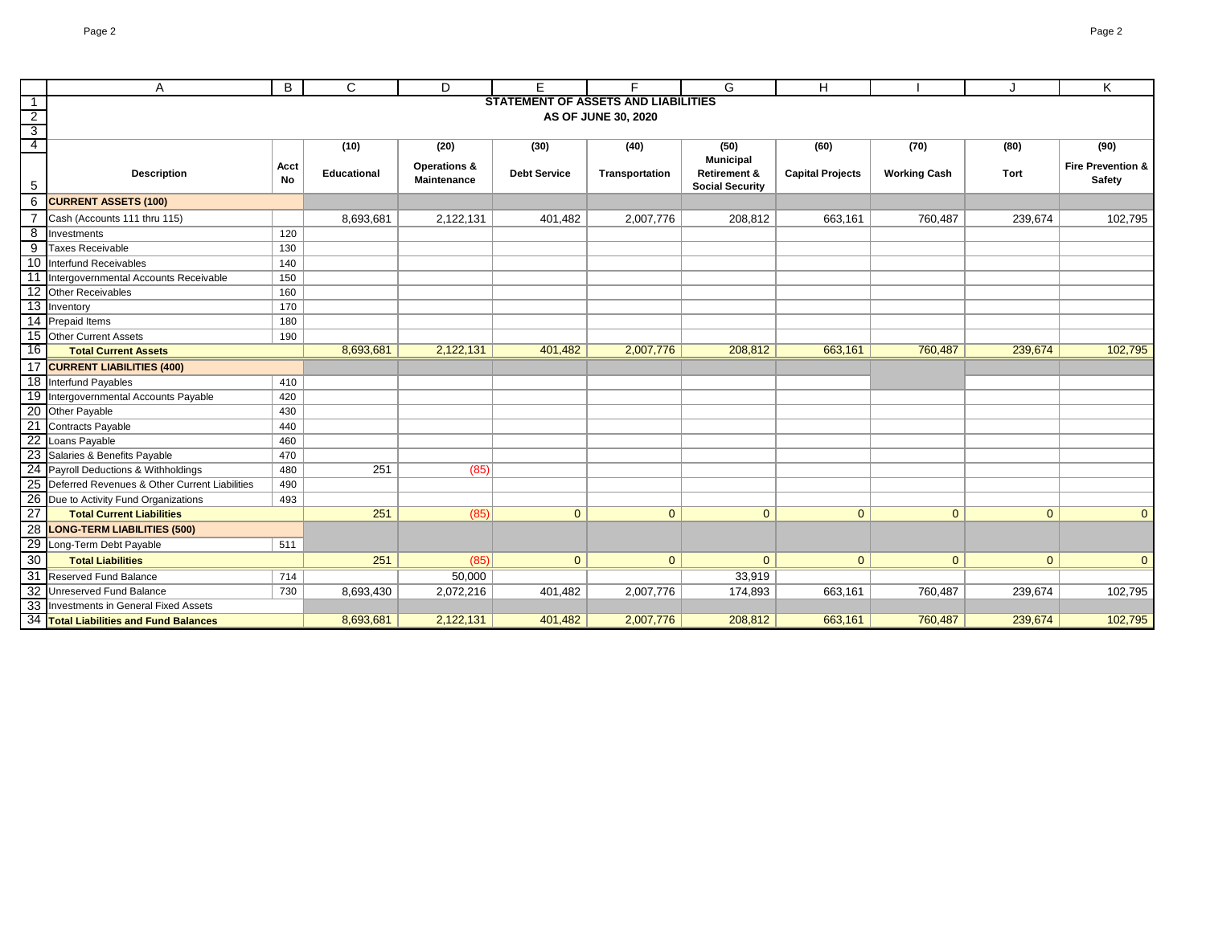# STATEMENT OF ASSETS AND LIABILITIES

## AS OF JUNE 30, 2020

| Description | Acct No | (10) Educational | (20) Operations & Maintenance | (30) Debt Service | (40) Transportation | (50) Municipal Retirement & Social Security | (60) Capital Projects | (70) Working Cash | (80) Tort | (90) Fire Prevention & Safety |
|---|---|---|---|---|---|---|---|---|---|---|
| **CURRENT ASSETS (100)** | | | | | | | | | | |
| Cash (Accounts 111 thru 115) | | 8,693,681 | 2,122,131 | 401,482 | 2,007,776 | 208,812 | 663,161 | 760,487 | 239,674 | 102,795 |
| Investments | 120 | | | | | | | | | |
| Taxes Receivable | 130 | | | | | | | | | |
| Interfund Receivables | 140 | | | | | | | | | |
| Intergovernmental Accounts Receivable | 150 | | | | | | | | | |
| Other Receivables | 160 | | | | | | | | | |
| Inventory | 170 | | | | | | | | | |
| Prepaid Items | 180 | | | | | | | | | |
| Other Current Assets | 190 | | | | | | | | | |
| **Total Current Assets** | | 8,693,681 | 2,122,131 | 401,482 | 2,007,776 | 208,812 | 663,161 | 760,487 | 239,674 | 102,795 |
| **CURRENT LIABILITIES (400)** | | | | | | | | | | |
| Interfund Payables | 410 | | | | | | | | | |
| Intergovernmental Accounts Payable | 420 | | | | | | | | | |
| Other Payable | 430 | | | | | | | | | |
| Contracts Payable | 440 | | | | | | | | | |
| Loans Payable | 460 | | | | | | | | | |
| Salaries & Benefits Payable | 470 | | | | | | | | | |
| Payroll Deductions & Withholdings | 480 | 251 | (85) | | | | | | | |
| Deferred Revenues & Other Current Liabilities | 490 | | | | | | | | | |
| Due to Activity Fund Organizations | 493 | | | | | | | | | |
| **Total Current Liabilities** | | 251 | (85) | 0 | 0 | 0 | 0 | 0 | 0 | 0 |
| **LONG-TERM LIABILITIES (500)** | | | | | | | | | | |
| Long-Term Debt Payable | 511 | | | | | | | | | |
| **Total Liabilities** | | 251 | (85) | 0 | 0 | 0 | 0 | 0 | 0 | 0 |
| Reserved Fund Balance | 714 | | 50,000 | | | 33,919 | | | | |
| Unreserved Fund Balance | 730 | 8,693,430 | 2,072,216 | 401,482 | 2,007,776 | 174,893 | 663,161 | 760,487 | 239,674 | 102,795 |
| Investments in General Fixed Assets | | | | | | | | | | |
| **Total Liabilities and Fund Balances** | | 8,693,681 | 2,122,131 | 401,482 | 2,007,776 | 208,812 | 663,161 | 760,487 | 239,674 | 102,795 |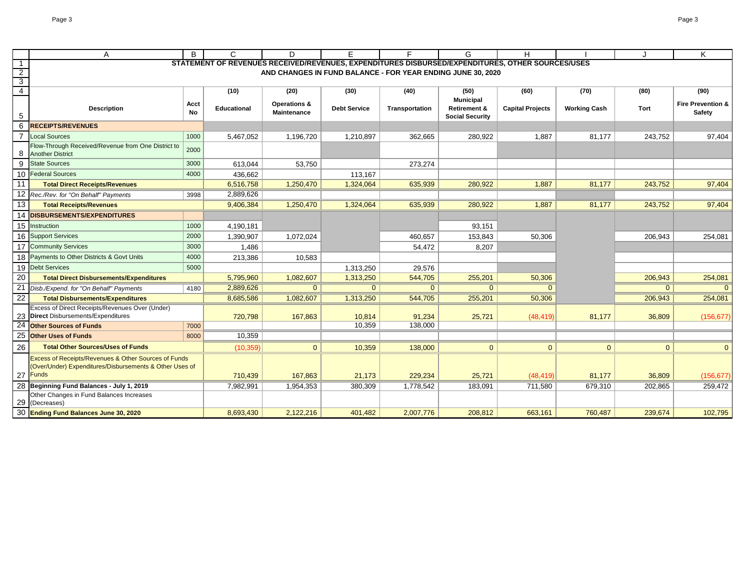## STATEMENT OF REVENUES RECEIVED/REVENUES, EXPENDITURES DISBURSED/EXPENDITURES, OTHER SOURCES/USES AND CHANGES IN FUND BALANCE - FOR YEAR ENDING JUNE 30, 2020

| | A | B | C | D | E | F | G | H | I | J | K |
|---|---|---|---|---|---|---|---|---|---|---|---|
| 4 | | | (10) | (20) | (30) | (40) | (50) | (60) | (70) | (80) | (90) |
| 5 | **Description** | **Acct No** | **Educational** | **Operations & Maintenance** | **Debt Service** | **Transportation** | **Municipal Retirement & Social Security** | **Capital Projects** | **Working Cash** | **Tort** | **Fire Prevention & Safety** |
| 6 | **RECEIPTS/REVENUES** | | | | | | | | | | |
| 7 | Local Sources | 1000 | 5,467,052 | 1,196,720 | 1,210,897 | 362,665 | 280,922 | 1,887 | 81,177 | 243,752 | 97,404 |
| 8 | Flow-Through Received/Revenue from One District to Another District | 2000 | | | | | | | | | |
| 9 | State Sources | 3000 | 613,044 | 53,750 | | 273,274 | | | | | |
| 10 | Federal Sources | 4000 | 436,662 | | 113,167 | | | | | | |
| 11 | **Total Direct Receipts/Revenues** | | 6,516,758 | 1,250,470 | 1,324,064 | 635,939 | 280,922 | 1,887 | 81,177 | 243,752 | 97,404 |
| 12 | *Rec./Rev. for "On Behalf" Payments* | 3998 | 2,889,626 | | | | | | | | |
| 13 | **Total Receipts/Revenues** | | 9,406,384 | 1,250,470 | 1,324,064 | 635,939 | 280,922 | 1,887 | 81,177 | 243,752 | 97,404 |
| 14 | **DISBURSEMENTS/EXPENDITURES** | | | | | | | | | | |
| 15 | Instruction | 1000 | 4,190,181 | | | | 93,151 | | | | |
| 16 | Support Services | 2000 | 1,390,907 | 1,072,024 | | 460,657 | 153,843 | 50,306 | | 206,943 | 254,081 |
| 17 | Community Services | 3000 | 1,486 | | | 54,472 | 8,207 | | | | |
| 18 | Payments to Other Districts & Govt Units | 4000 | 213,386 | 10,583 | | | | | | | |
| 19 | Debt Services | 5000 | | | 1,313,250 | 29,576 | | | | | |
| 20 | **Total Direct Disbursements/Expenditures** | | 5,795,960 | 1,082,607 | 1,313,250 | 544,705 | 255,201 | 50,306 | | 206,943 | 254,081 |
| 21 | *Disb./Expend. for "On Behalf" Payments* | 4180 | 2,889,626 | 0 | 0 | 0 | 0 | 0 | | 0 | 0 |
| 22 | **Total Disbursements/Expenditures** | | 8,685,586 | 1,082,607 | 1,313,250 | 544,705 | 255,201 | 50,306 | | 206,943 | 254,081 |
| 23 | Excess of Direct Receipts/Revenues Over (Under) **Direct** Disbursements/Expenditures | | 720,798 | 167,863 | 10,814 | 91,234 | 25,721 | (48,419) | 81,177 | 36,809 | (156,677) |
| 24 | **Other Sources of Funds** | 7000 | | | 10,359 | 138,000 | | | | | |
| 25 | **Other Uses of Funds** | 8000 | 10,359 | | | | | | | | |
| 26 | **Total Other Sources/Uses of Funds** | | (10,359) | 0 | 10,359 | 138,000 | 0 | 0 | 0 | 0 | 0 |
| 27 | Excess of Receipts/Revenues & Other Sources of Funds (Over/Under) Expenditures/Disbursements & Other Uses of Funds | | 710,439 | 167,863 | 21,173 | 229,234 | 25,721 | (48,419) | 81,177 | 36,809 | (156,677) |
| 28 | **Beginning Fund Balances - July 1, 2019** | | 7,982,991 | 1,954,353 | 380,309 | 1,778,542 | 183,091 | 711,580 | 679,310 | 202,865 | 259,472 |
| 29 | Other Changes in Fund Balances Increases (Decreases) | | | | | | | | | | |
| 30 | **Ending Fund Balances June 30, 2020** | | 8,693,430 | 2,122,216 | 401,482 | 2,007,776 | 208,812 | 663,161 | 760,487 | 239,674 | 102,795 |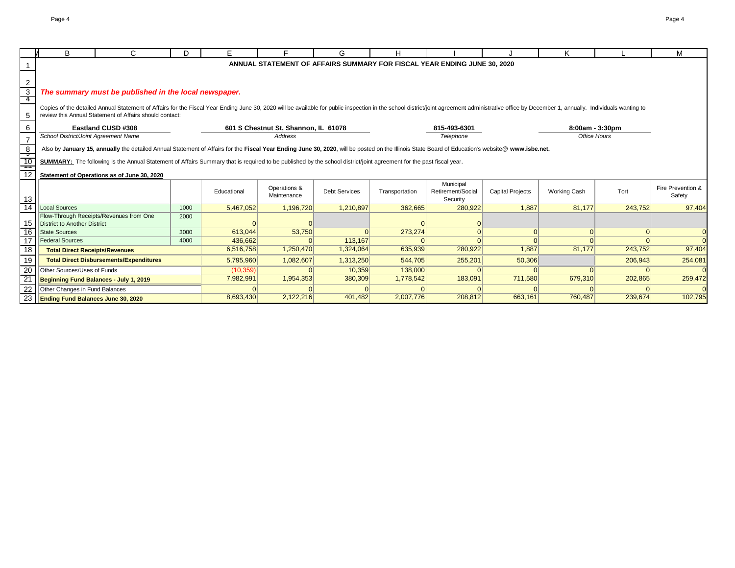# ANNUAL STATEMENT OF AFFAIRS SUMMARY FOR FISCAL YEAR ENDING JUNE 30, 2020

*The summary must be published in the local newspaper.*

Copies of the detailed Annual Statement of Affairs for the Fiscal Year Ending June 30, 2020 will be available for public inspection in the school district/joint agreement administrative office by December 1, annually. Individuals wanting to review this Annual Statement of Affairs should contact:

| **Eastland CUSD #308** | **601 S Chestnut St, Shannon, IL 61078** | **815-493-6301** | **8:00am - 3:30pm** |
|---|---|---|---|
| *School District/Joint Agreement Name* | *Address* | *Telephone* | *Office Hours* |

Also by **January 15, annually** the detailed Annual Statement of Affairs for the **Fiscal Year Ending June 30, 2020**, will be posted on the Illinois State Board of Education's website@ **www.isbe.net.**

**SUMMARY:** The following is the Annual Statement of Affairs Summary that is required to be published by the school district/joint agreement for the past fiscal year.

**Statement of Operations as of June 30, 2020**

| | | Educational | Operations & Maintenance | Debt Services | Transportation | Municipal Retirement/Social Security | Capital Projects | Working Cash | Tort | Fire Prevention & Safety |
|---|---|---|---|---|---|---|---|---|---|---|
| Local Sources | 1000 | 5,467,052 | 1,196,720 | 1,210,897 | 362,665 | 280,922 | 1,887 | 81,177 | 243,752 | 97,404 |
| Flow-Through Receipts/Revenues from One District to Another District | 2000 | 0 | 0 | | 0 | 0 | | | | |
| State Sources | 3000 | 613,044 | 53,750 | 0 | 273,274 | 0 | 0 | 0 | 0 | 0 |
| Federal Sources | 4000 | 436,662 | 0 | 113,167 | 0 | 0 | 0 | 0 | 0 | 0 |
| **Total Direct Receipts/Revenues** | | 6,516,758 | 1,250,470 | 1,324,064 | 635,939 | 280,922 | 1,887 | 81,177 | 243,752 | 97,404 |
| **Total Direct Disbursements/Expenditures** | | 5,795,960 | 1,082,607 | 1,313,250 | 544,705 | 255,201 | 50,306 | | 206,943 | 254,081 |
| Other Sources/Uses of Funds | | (10,359) | 0 | 10,359 | 138,000 | 0 | 0 | 0 | 0 | 0 |
| **Beginning Fund Balances - July 1, 2019** | | 7,982,991 | 1,954,353 | 380,309 | 1,778,542 | 183,091 | 711,580 | 679,310 | 202,865 | 259,472 |
| Other Changes in Fund Balances | | 0 | 0 | 0 | 0 | 0 | 0 | 0 | 0 | 0 |
| **Ending Fund Balances June 30, 2020** | | 8,693,430 | 2,122,216 | 401,482 | 2,007,776 | 208,812 | 663,161 | 760,487 | 239,674 | 102,795 |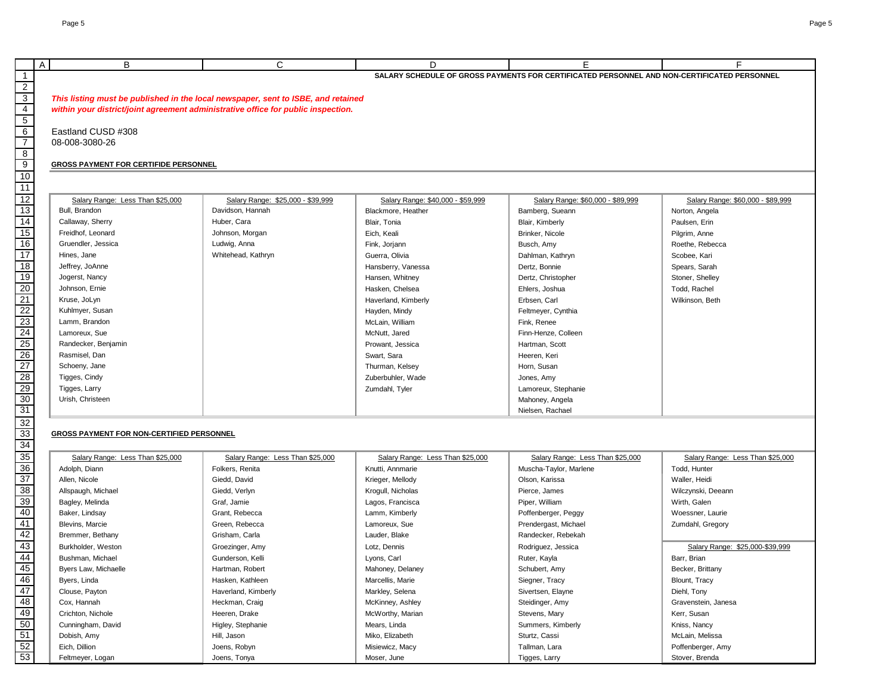**SALARY SCHEDULE OF GROSS PAYMENTS FOR CERTIFICATED PERSONNEL AND NON-CERTIFICATED PERSONNEL**

***This listing must be published in the local newspaper, sent to ISBE, and retained within your district/joint agreement administrative office for public inspection.***

Eastland CUSD #308
08-008-3080-26

**GROSS PAYMENT FOR CERTIFIDE PERSONNEL**

| Salary Range: Less Than $25,000 | Salary Range: $25,000 - $39,999 | Salary Range: $40,000 - $59,999 | Salary Range: $60,000 - $89,999 | Salary Range: $60,000 - $89,999 |
|---|---|---|---|---|
| Bull, Brandon | Davidson, Hannah | Blackmore, Heather | Bamberg, Sueann | Norton, Angela |
| Callaway, Sherry | Huber, Cara | Blair, Tonia | Blair, Kimberly | Paulsen, Erin |
| Freidhof, Leonard | Johnson, Morgan | Eich, Keali | Brinker, Nicole | Pilgrim, Anne |
| Gruendler, Jessica | Ludwig, Anna | Fink, Jorjann | Busch, Amy | Roethe, Rebecca |
| Hines, Jane | Whitehead, Kathryn | Guerra, Olivia | Dahlman, Kathryn | Scobee, Kari |
| Jeffrey, JoAnne | | Hansberry, Vanessa | Dertz, Bonnie | Spears, Sarah |
| Jogerst, Nancy | | Hansen, Whitney | Dertz, Christopher | Stoner, Shelley |
| Johnson, Ernie | | Hasken, Chelsea | Ehlers, Joshua | Todd, Rachel |
| Kruse, JoLyn | | Haverland, Kimberly | Erbsen, Carl | Wilkinson, Beth |
| Kuhlmyer, Susan | | Hayden, Mindy | Feltmeyer, Cynthia | |
| Lamm, Brandon | | McLain, William | Fink, Renee | |
| Lamoreux, Sue | | McNutt, Jared | Finn-Henze, Colleen | |
| Randecker, Benjamin | | Prowant, Jessica | Hartman, Scott | |
| Rasmisel, Dan | | Swart, Sara | Heeren, Keri | |
| Schoeny, Jane | | Thurman, Kelsey | Horn, Susan | |
| Tigges, Cindy | | Zuberbuhler, Wade | Jones, Amy | |
| Tigges, Larry | | Zumdahl, Tyler | Lamoreux, Stephanie | |
| Urish, Christeen | | | Mahoney, Angela | |
| | | | Nielsen, Rachael | |

**GROSS PAYMENT FOR NON-CERTIFIED PERSONNEL**

| Salary Range: Less Than $25,000 | Salary Range: Less Than $25,000 | Salary Range: Less Than $25,000 | Salary Range: Less Than $25,000 | Salary Range: Less Than $25,000 |
|---|---|---|---|---|
| Adolph, Diann | Folkers, Renita | Knutti, Annmarie | Muscha-Taylor, Marlene | Todd, Hunter |
| Allen, Nicole | Giedd, David | Krieger, Mellody | Olson, Karissa | Waller, Heidi |
| Allspaugh, Michael | Giedd, Verlyn | Krogull, Nicholas | Pierce, James | Wilczynski, Deeann |
| Bagley, Melinda | Graf, Jamie | Lagos, Francisca | Piper, William | Wirth, Galen |
| Baker, Lindsay | Grant, Rebecca | Lamm, Kimberly | Poffenberger, Peggy | Woessner, Laurie |
| Blevins, Marcie | Green, Rebecca | Lamoreux, Sue | Prendergast, Michael | Zumdahl, Gregory |
| Bremmer, Bethany | Grisham, Carla | Lauder, Blake | Randecker, Rebekah | |
| Burkholder, Weston | Groezinger, Amy | Lotz, Dennis | Rodriguez, Jessica | **Salary Range: $25,000-$39,999** |
| Bushman, Michael | Gunderson, Kelli | Lyons, Carl | Ruter, Kayla | Barr, Brian |
| Byers Law, Michaelle | Hartman, Robert | Mahoney, Delaney | Schubert, Amy | Becker, Brittany |
| Byers, Linda | Hasken, Kathleen | Marcellis, Marie | Siegner, Tracy | Blount, Tracy |
| Clouse, Payton | Haverland, Kimberly | Markley, Selena | Sivertsen, Elayne | Diehl, Tony |
| Cox, Hannah | Heckman, Craig | McKinney, Ashley | Steidinger, Amy | Gravenstein, Janesa |
| Crichton, Nichole | Heeren, Drake | McWorthy, Marian | Stevens, Mary | Kerr, Susan |
| Cunningham, David | Higley, Stephanie | Mears, Linda | Summers, Kimberly | Kniss, Nancy |
| Dobish, Amy | Hill, Jason | Miko, Elizabeth | Sturtz, Cassi | McLain, Melissa |
| Eich, Dillion | Joens, Robyn | Misiewicz, Macy | Tallman, Lara | Poffenberger, Amy |
| Feltmeyer, Logan | Joens, Tonya | Moser, June | Tigges, Larry | Stover, Brenda |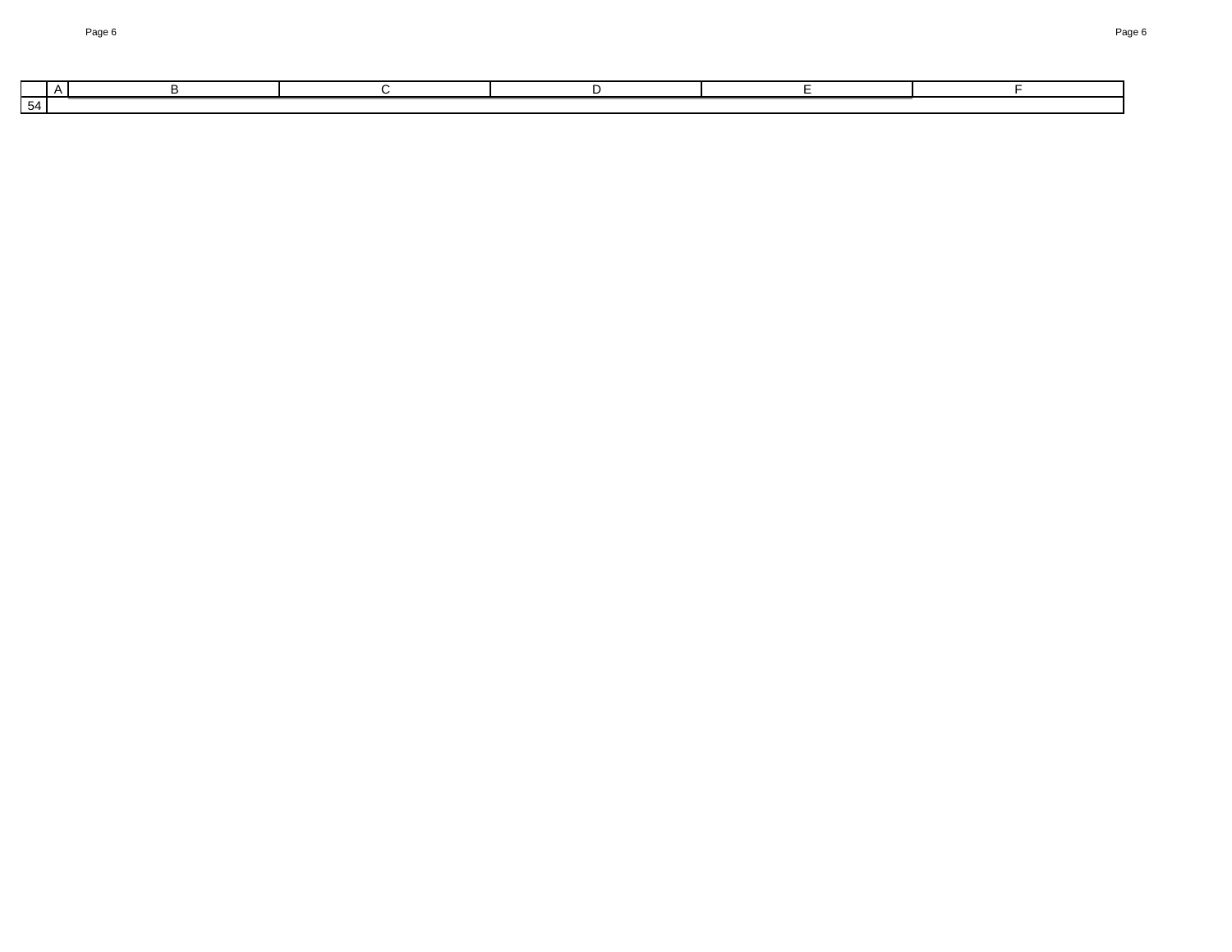| | A | B | C | D | E | F |
|---|---|---|---|---|---|---|
| 54 | | | | | | |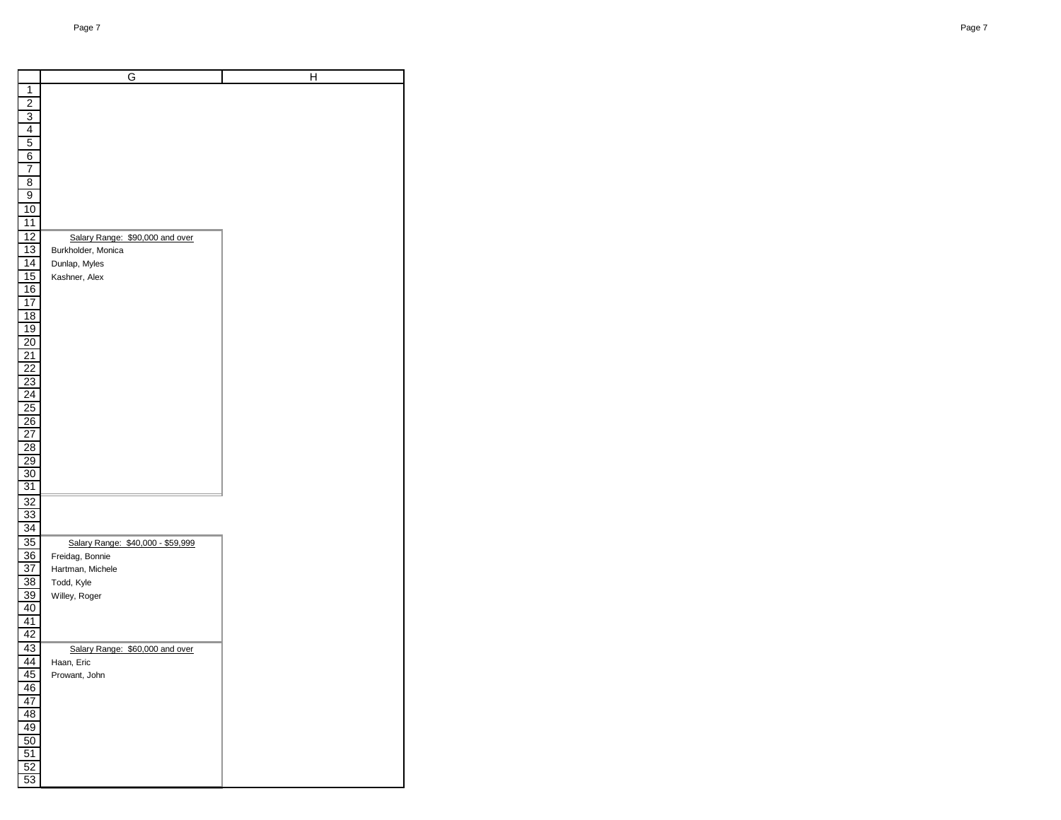| | G | H |
|---|---|---|
| 1 | | |
| 2 | | |
| 3 | | |
| 4 | | |
| 5 | | |
| 6 | | |
| 7 | | |
| 8 | | |
| 9 | | |
| 10 | | |
| 11 | | |
| 12 | Salary Range: $90,000 and over | |
| 13 | Burkholder, Monica | |
| 14 | Dunlap, Myles | |
| 15 | Kashner, Alex | |
| 16 | | |
| 17 | | |
| 18 | | |
| 19 | | |
| 20 | | |
| 21 | | |
| 22 | | |
| 23 | | |
| 24 | | |
| 25 | | |
| 26 | | |
| 27 | | |
| 28 | | |
| 29 | | |
| 30 | | |
| 31 | | |
| 32 | | |
| 33 | | |
| 34 | | |
| 35 | Salary Range: $40,000 - $59,999 | |
| 36 | Freidag, Bonnie | |
| 37 | Hartman, Michele | |
| 38 | Todd, Kyle | |
| 39 | Willey, Roger | |
| 40 | | |
| 41 | | |
| 42 | | |
| 43 | Salary Range: $60,000 and over | |
| 44 | Haan, Eric | |
| 45 | Prowant, John | |
| 46 | | |
| 47 | | |
| 48 | | |
| 49 | | |
| 50 | | |
| 51 | | |
| 52 | | |
| 53 | | |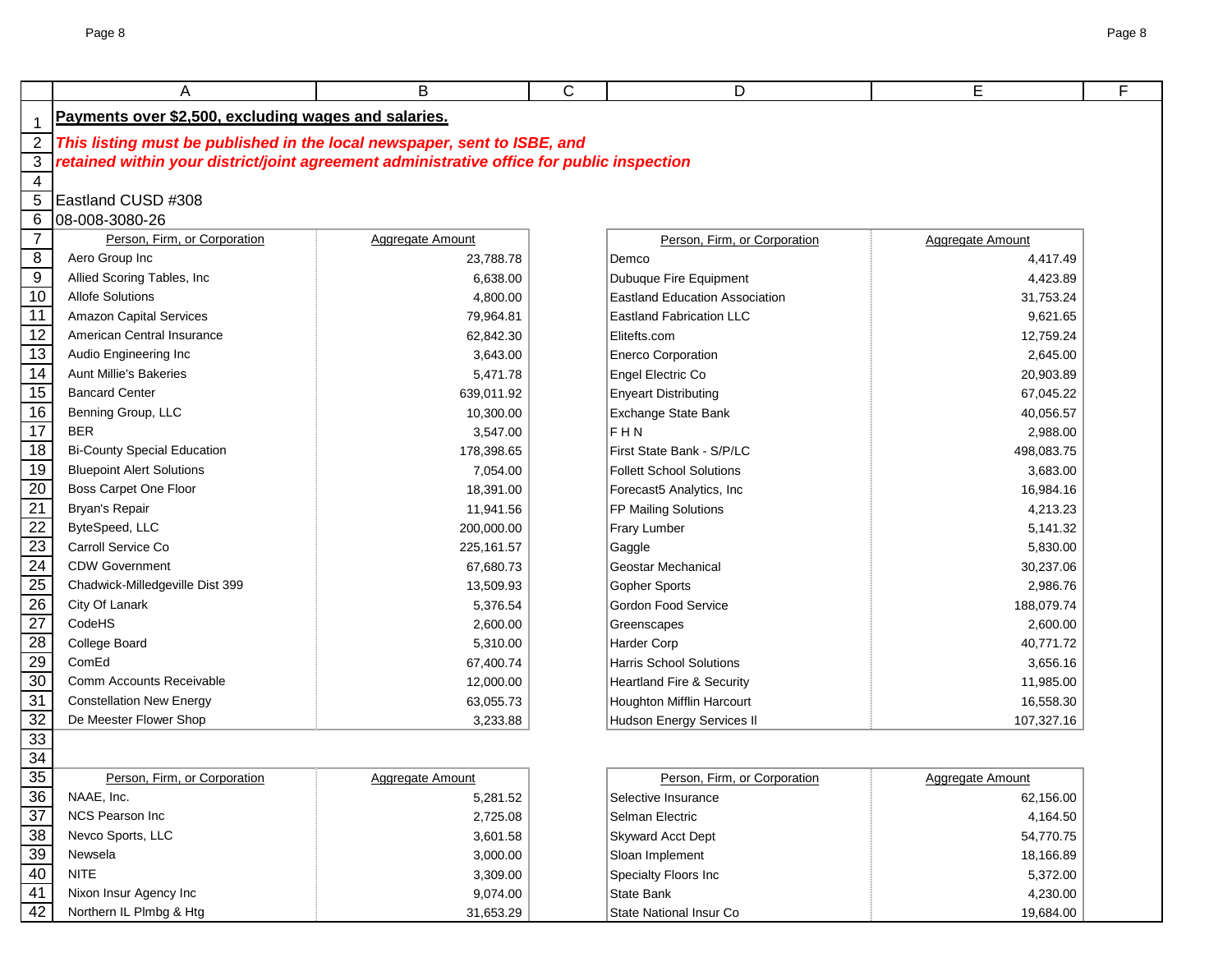**Payments over $2,500, excluding wages and salaries.**

***This listing must be published in the local newspaper, sent to ISBE, and retained within your district/joint agreement administrative office for public inspection***

Eastland CUSD #308
08-008-3080-26

| Person, Firm, or Corporation | Aggregate Amount |
|---|---|
| Aero Group Inc | 23,788.78 |
| Allied Scoring Tables, Inc | 6,638.00 |
| Allofe Solutions | 4,800.00 |
| Amazon Capital Services | 79,964.81 |
| American Central Insurance | 62,842.30 |
| Audio Engineering Inc | 3,643.00 |
| Aunt Millie's Bakeries | 5,471.78 |
| Bancard Center | 639,011.92 |
| Benning Group, LLC | 10,300.00 |
| BER | 3,547.00 |
| Bi-County Special Education | 178,398.65 |
| Bluepoint Alert Solutions | 7,054.00 |
| Boss Carpet One Floor | 18,391.00 |
| Bryan's Repair | 11,941.56 |
| ByteSpeed, LLC | 200,000.00 |
| Carroll Service Co | 225,161.57 |
| CDW Government | 67,680.73 |
| Chadwick-Milledgeville Dist 399 | 13,509.93 |
| City Of Lanark | 5,376.54 |
| CodeHS | 2,600.00 |
| College Board | 5,310.00 |
| ComEd | 67,400.74 |
| Comm Accounts Receivable | 12,000.00 |
| Constellation New Energy | 63,055.73 |
| De Meester Flower Shop | 3,233.88 |

| Person, Firm, or Corporation | Aggregate Amount |
|---|---|
| Demco | 4,417.49 |
| Dubuque Fire Equipment | 4,423.89 |
| Eastland Education Association | 31,753.24 |
| Eastland Fabrication LLC | 9,621.65 |
| Elitefts.com | 12,759.24 |
| Enerco Corporation | 2,645.00 |
| Engel Electric Co | 20,903.89 |
| Enyeart Distributing | 67,045.22 |
| Exchange State Bank | 40,056.57 |
| F H N | 2,988.00 |
| First State Bank - S/P/LC | 498,083.75 |
| Follett School Solutions | 3,683.00 |
| Forecast5 Analytics, Inc | 16,984.16 |
| FP Mailing Solutions | 4,213.23 |
| Frary Lumber | 5,141.32 |
| Gaggle | 5,830.00 |
| Geostar Mechanical | 30,237.06 |
| Gopher Sports | 2,986.76 |
| Gordon Food Service | 188,079.74 |
| Greenscapes | 2,600.00 |
| Harder Corp | 40,771.72 |
| Harris School Solutions | 3,656.16 |
| Heartland Fire & Security | 11,985.00 |
| Houghton Mifflin Harcourt | 16,558.30 |
| Hudson Energy Services II | 107,327.16 |

| Person, Firm, or Corporation | Aggregate Amount |
|---|---|
| NAAE, Inc. | 5,281.52 |
| NCS Pearson Inc | 2,725.08 |
| Nevco Sports, LLC | 3,601.58 |
| Newsela | 3,000.00 |
| NITE | 3,309.00 |
| Nixon Insur Agency Inc | 9,074.00 |
| Northern IL Plmbg & Htg | 31,653.29 |

| Person, Firm, or Corporation | Aggregate Amount |
|---|---|
| Selective Insurance | 62,156.00 |
| Selman Electric | 4,164.50 |
| Skyward Acct Dept | 54,770.75 |
| Sloan Implement | 18,166.89 |
| Specialty Floors Inc | 5,372.00 |
| State Bank | 4,230.00 |
| State National Insur Co | 19,684.00 |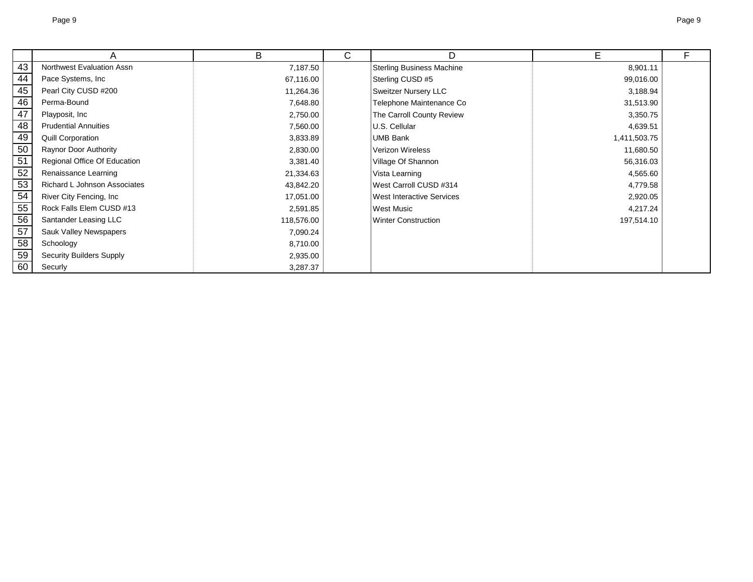| | A | B | C | D | E | F |
|---|---|---|---|---|---|---|
| 43 | Northwest Evaluation Assn | 7,187.50 | | Sterling Business Machine | 8,901.11 | |
| 44 | Pace Systems, Inc | 67,116.00 | | Sterling CUSD #5 | 99,016.00 | |
| 45 | Pearl City CUSD #200 | 11,264.36 | | Sweitzer Nursery LLC | 3,188.94 | |
| 46 | Perma-Bound | 7,648.80 | | Telephone Maintenance Co | 31,513.90 | |
| 47 | Playposit, Inc | 2,750.00 | | The Carroll County Review | 3,350.75 | |
| 48 | Prudential Annuities | 7,560.00 | | U.S. Cellular | 4,639.51 | |
| 49 | Quill Corporation | 3,833.89 | | UMB Bank | 1,411,503.75 | |
| 50 | Raynor Door Authority | 2,830.00 | | Verizon Wireless | 11,680.50 | |
| 51 | Regional Office Of Education | 3,381.40 | | Village Of Shannon | 56,316.03 | |
| 52 | Renaissance Learning | 21,334.63 | | Vista Learning | 4,565.60 | |
| 53 | Richard L Johnson Associates | 43,842.20 | | West Carroll CUSD #314 | 4,779.58 | |
| 54 | River City Fencing, Inc | 17,051.00 | | West Interactive Services | 2,920.05 | |
| 55 | Rock Falls Elem CUSD #13 | 2,591.85 | | West Music | 4,217.24 | |
| 56 | Santander Leasing LLC | 118,576.00 | | Winter Construction | 197,514.10 | |
| 57 | Sauk Valley Newspapers | 7,090.24 | | | | |
| 58 | Schoology | 8,710.00 | | | | |
| 59 | Security Builders Supply | 2,935.00 | | | | |
| 60 | Securly | 3,287.37 | | | | |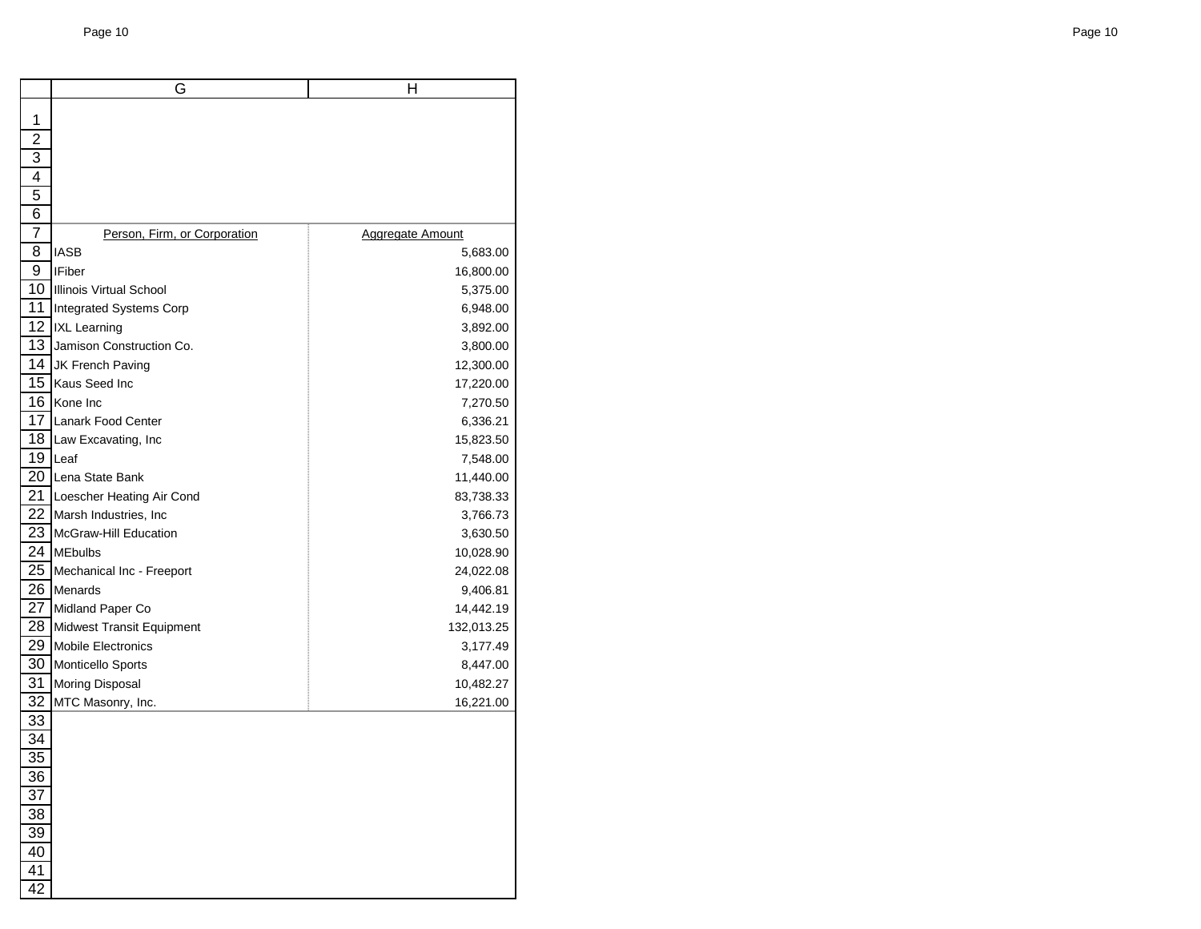| Person, Firm, or Corporation | Aggregate Amount |
| --- | --- |
| IASB | 5,683.00 |
| IFiber | 16,800.00 |
| Illinois Virtual School | 5,375.00 |
| Integrated Systems Corp | 6,948.00 |
| IXL Learning | 3,892.00 |
| Jamison Construction Co. | 3,800.00 |
| JK French Paving | 12,300.00 |
| Kaus Seed Inc | 17,220.00 |
| Kone Inc | 7,270.50 |
| Lanark Food Center | 6,336.21 |
| Law Excavating, Inc | 15,823.50 |
| Leaf | 7,548.00 |
| Lena State Bank | 11,440.00 |
| Loescher Heating Air Cond | 83,738.33 |
| Marsh Industries, Inc | 3,766.73 |
| McGraw-Hill Education | 3,630.50 |
| MEbulbs | 10,028.90 |
| Mechanical Inc - Freeport | 24,022.08 |
| Menards | 9,406.81 |
| Midland Paper Co | 14,442.19 |
| Midwest Transit Equipment | 132,013.25 |
| Mobile Electronics | 3,177.49 |
| Monticello Sports | 8,447.00 |
| Moring Disposal | 10,482.27 |
| MTC Masonry, Inc. | 16,221.00 |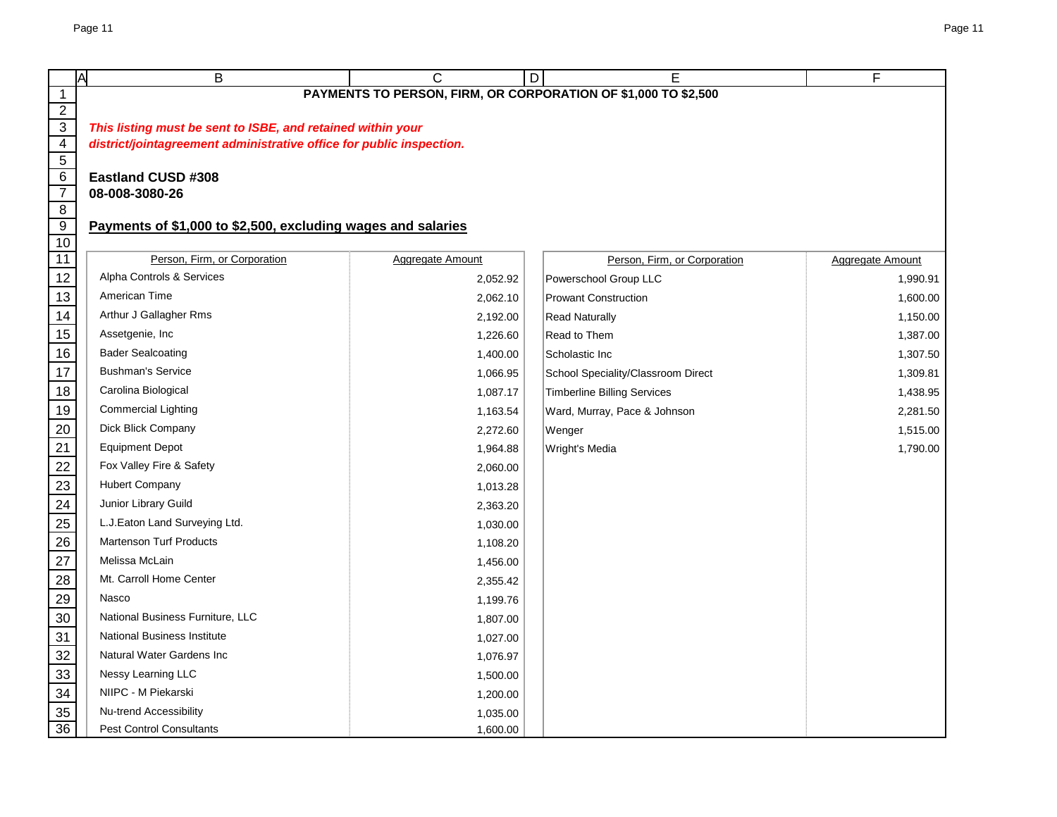# PAYMENTS TO PERSON, FIRM, OR CORPORATION OF $1,000 TO $2,500

***This listing must be sent to ISBE, and retained within your district/jointagreement administrative office for public inspection.***

**Eastland CUSD #308**
**08-008-3080-26**

## Payments of $1,000 to $2,500, excluding wages and salaries

| Person, Firm, or Corporation | Aggregate Amount |
|---|---|
| Alpha Controls & Services | 2,052.92 |
| American Time | 2,062.10 |
| Arthur J Gallagher Rms | 2,192.00 |
| Assetgenie, Inc | 1,226.60 |
| Bader Sealcoating | 1,400.00 |
| Bushman's Service | 1,066.95 |
| Carolina Biological | 1,087.17 |
| Commercial Lighting | 1,163.54 |
| Dick Blick Company | 2,272.60 |
| Equipment Depot | 1,964.88 |
| Fox Valley Fire & Safety | 2,060.00 |
| Hubert Company | 1,013.28 |
| Junior Library Guild | 2,363.20 |
| L.J.Eaton Land Surveying Ltd. | 1,030.00 |
| Martenson Turf Products | 1,108.20 |
| Melissa McLain | 1,456.00 |
| Mt. Carroll Home Center | 2,355.42 |
| Nasco | 1,199.76 |
| National Business Furniture, LLC | 1,807.00 |
| National Business Institute | 1,027.00 |
| Natural Water Gardens Inc | 1,076.97 |
| Nessy Learning LLC | 1,500.00 |
| NIIPC - M Piekarski | 1,200.00 |
| Nu-trend Accessibility | 1,035.00 |
| Pest Control Consultants | 1,600.00 |
| Powerschool Group LLC | 1,990.91 |
| Prowant Construction | 1,600.00 |
| Read Naturally | 1,150.00 |
| Read to Them | 1,387.00 |
| Scholastic Inc | 1,307.50 |
| School Speciality/Classroom Direct | 1,309.81 |
| Timberline Billing Services | 1,438.95 |
| Ward, Murray, Pace & Johnson | 2,281.50 |
| Wenger | 1,515.00 |
| Wright's Media | 1,790.00 |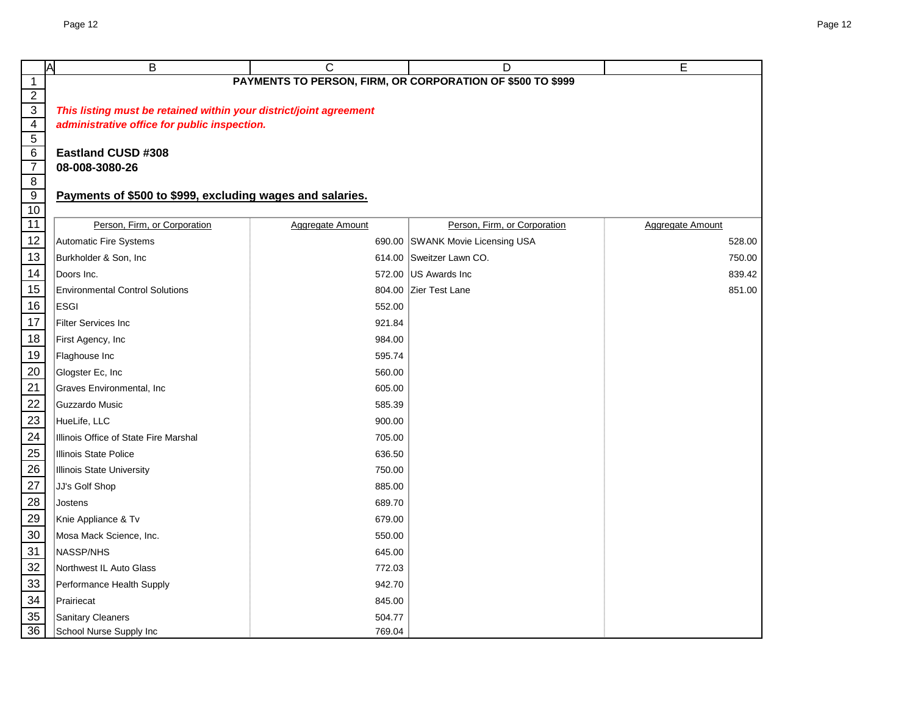# PAYMENTS TO PERSON, FIRM, OR CORPORATION OF $500 TO $999

***This listing must be retained within your district/joint agreement administrative office for public inspection.***

**Eastland CUSD #308**
**08-008-3080-26**

**Payments of $500 to $999, excluding wages and salaries.**

| Person, Firm, or Corporation | Aggregate Amount |
|---|---|
| Automatic Fire Systems | 690.00 |
| Burkholder & Son, Inc | 614.00 |
| Doors Inc. | 572.00 |
| Environmental Control Solutions | 804.00 |
| ESGI | 552.00 |
| Filter Services Inc | 921.84 |
| First Agency, Inc | 984.00 |
| Flaghouse Inc | 595.74 |
| Glogster Ec, Inc | 560.00 |
| Graves Environmental, Inc | 605.00 |
| Guzzardo Music | 585.39 |
| HueLife, LLC | 900.00 |
| Illinois Office of State Fire Marshal | 705.00 |
| Illinois State Police | 636.50 |
| Illinois State University | 750.00 |
| JJ's Golf Shop | 885.00 |
| Jostens | 689.70 |
| Knie Appliance & Tv | 679.00 |
| Mosa Mack Science, Inc. | 550.00 |
| NASSP/NHS | 645.00 |
| Northwest IL Auto Glass | 772.03 |
| Performance Health Supply | 942.70 |
| Prairiecat | 845.00 |
| Sanitary Cleaners | 504.77 |
| School Nurse Supply Inc | 769.04 |
| SWANK Movie Licensing USA | 528.00 |
| Sweitzer Lawn CO. | 750.00 |
| US Awards Inc | 839.42 |
| Zier Test Lane | 851.00 |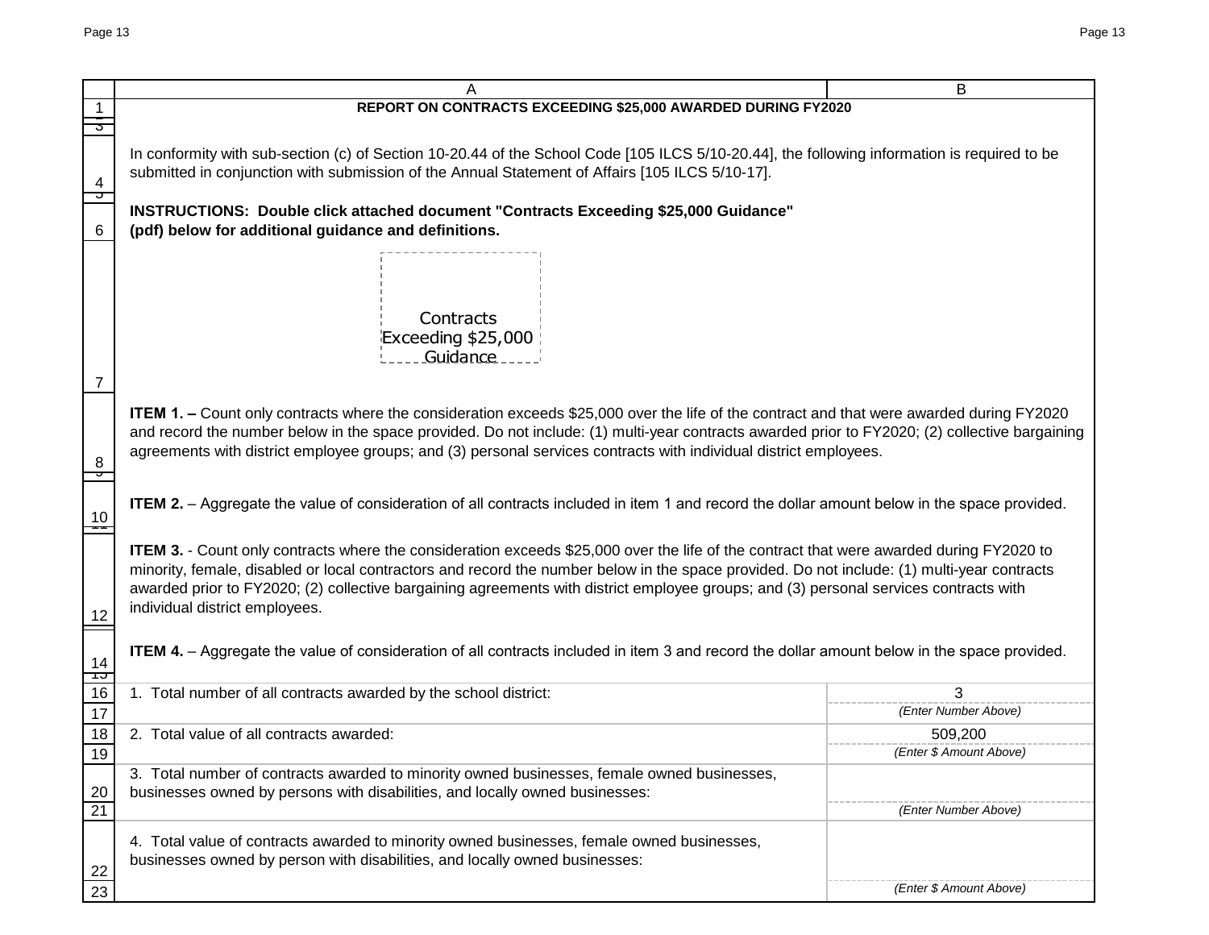# REPORT ON CONTRACTS EXCEEDING $25,000 AWARDED DURING FY2020

In conformity with sub-section (c) of Section 10-20.44 of the School Code [105 ILCS 5/10-20.44], the following information is required to be submitted in conjunction with submission of the Annual Statement of Affairs [105 ILCS 5/10-17].

**INSTRUCTIONS: Double click attached document "Contracts Exceeding $25,000 Guidance" (pdf) below for additional guidance and definitions.**

Contracts Exceeding $25,000 Guidance

**ITEM 1. –** Count only contracts where the consideration exceeds $25,000 over the life of the contract and that were awarded during FY2020 and record the number below in the space provided. Do not include: (1) multi-year contracts awarded prior to FY2020; (2) collective bargaining agreements with district employee groups; and (3) personal services contracts with individual district employees.

**ITEM 2.** – Aggregate the value of consideration of all contracts included in item 1 and record the dollar amount below in the space provided.

**ITEM 3.** - Count only contracts where the consideration exceeds $25,000 over the life of the contract that were awarded during FY2020 to minority, female, disabled or local contractors and record the number below in the space provided. Do not include: (1) multi-year contracts awarded prior to FY2020; (2) collective bargaining agreements with district employee groups; and (3) personal services contracts with individual district employees.

**ITEM 4.** – Aggregate the value of consideration of all contracts included in item 3 and record the dollar amount below in the space provided.

| | |
|---|---|
| 1. Total number of all contracts awarded by the school district: | 3<br>*(Enter Number Above)* |
| 2. Total value of all contracts awarded: | 509,200<br>*(Enter $ Amount Above)* |
| 3. Total number of contracts awarded to minority owned businesses, female owned businesses, businesses owned by persons with disabilities, and locally owned businesses: | *(Enter Number Above)* |
| 4. Total value of contracts awarded to minority owned businesses, female owned businesses, businesses owned by person with disabilities, and locally owned businesses: | *(Enter $ Amount Above)* |